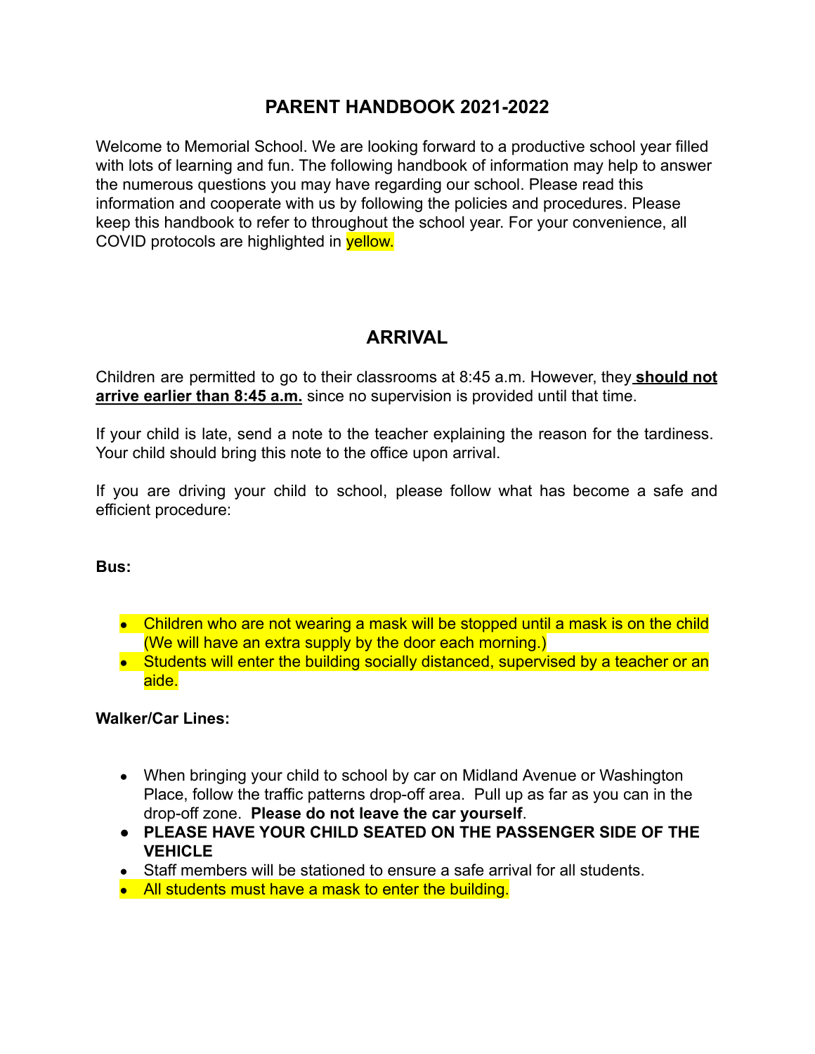# PARENT HANDBOOK 2021-2022

Welcome to Memorial School. We are looking forward to a productive school year filled with lots of learning and fun. The following handbook of information may help to answer the numerous questions you may have regarding our school. Please read this information and cooperate with us by following the policies and procedures. Please keep this handbook to refer to throughout the school year. For your convenience, all COVID protocols are highlighted in yellow.

## ARRIVAL

Children are permitted to go to their classrooms at 8:45 a.m. However, they **should not arrive earlier than 8:45 a.m.** since no supervision is provided until that time.

If your child is late, send a note to the teacher explaining the reason for the tardiness. Your child should bring this note to the office upon arrival.

If you are driving your child to school, please follow what has become a safe and efficient procedure:

**Bus:**

- Children who are not wearing a mask will be stopped until a mask is on the child (We will have an extra supply by the door each morning.)
- Students will enter the building socially distanced, supervised by a teacher or an aide.

**Walker/Car Lines:**

- When bringing your child to school by car on Midland Avenue or Washington Place, follow the traffic patterns drop-off area. Pull up as far as you can in the drop-off zone. **Please do not leave the car yourself**.
- **PLEASE HAVE YOUR CHILD SEATED ON THE PASSENGER SIDE OF THE VEHICLE**
- Staff members will be stationed to ensure a safe arrival for all students.
- All students must have a mask to enter the building.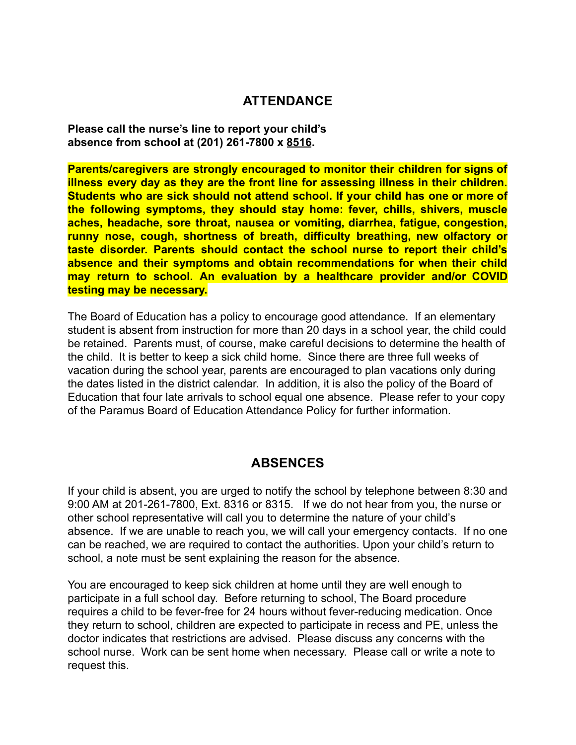## ATTENDANCE

**Please call the nurse's line to report your child's absence from school at (201) 261-7800 x 8516.**

**Parents/caregivers are strongly encouraged to monitor their children for signs of illness every day as they are the front line for assessing illness in their children. Students who are sick should not attend school. If your child has one or more of the following symptoms, they should stay home: fever, chills, shivers, muscle aches, headache, sore throat, nausea or vomiting, diarrhea, fatigue, congestion, runny nose, cough, shortness of breath, difficulty breathing, new olfactory or taste disorder. Parents should contact the school nurse to report their child's absence and their symptoms and obtain recommendations for when their child may return to school. An evaluation by a healthcare provider and/or COVID testing may be necessary.**

The Board of Education has a policy to encourage good attendance. If an elementary student is absent from instruction for more than 20 days in a school year, the child could be retained. Parents must, of course, make careful decisions to determine the health of the child. It is better to keep a sick child home. Since there are three full weeks of vacation during the school year, parents are encouraged to plan vacations only during the dates listed in the district calendar. In addition, it is also the policy of the Board of Education that four late arrivals to school equal one absence. Please refer to your copy of the Paramus Board of Education Attendance Policy for further information.

## ABSENCES

If your child is absent, you are urged to notify the school by telephone between 8:30 and 9:00 AM at 201-261-7800, Ext. 8316 or 8315. If we do not hear from you, the nurse or other school representative will call you to determine the nature of your child's absence. If we are unable to reach you, we will call your emergency contacts. If no one can be reached, we are required to contact the authorities. Upon your child's return to school, a note must be sent explaining the reason for the absence.

You are encouraged to keep sick children at home until they are well enough to participate in a full school day. Before returning to school, The Board procedure requires a child to be fever-free for 24 hours without fever-reducing medication. Once they return to school, children are expected to participate in recess and PE, unless the doctor indicates that restrictions are advised. Please discuss any concerns with the school nurse. Work can be sent home when necessary. Please call or write a note to request this.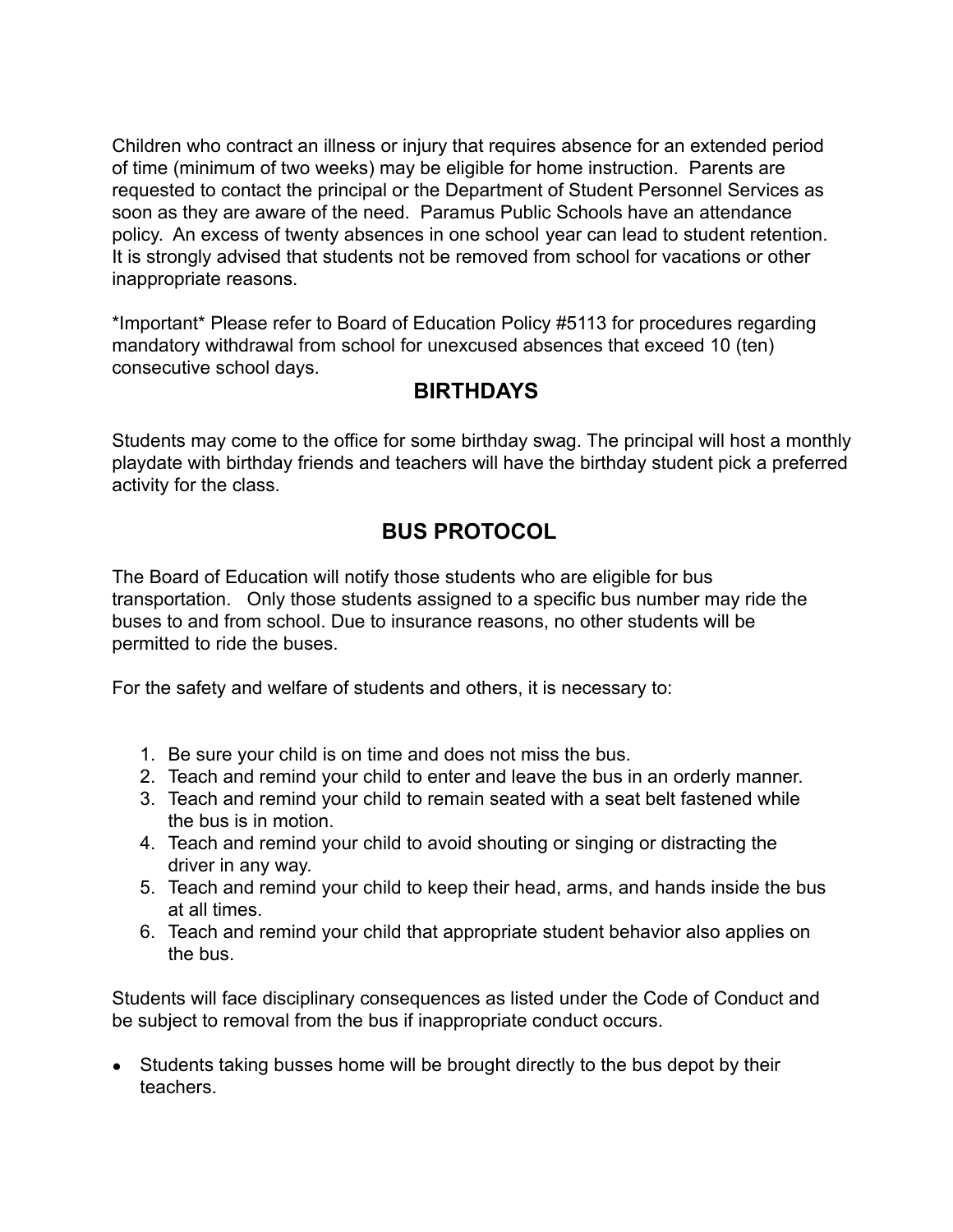Children who contract an illness or injury that requires absence for an extended period of time (minimum of two weeks) may be eligible for home instruction. Parents are requested to contact the principal or the Department of Student Personnel Services as soon as they are aware of the need. Paramus Public Schools have an attendance policy. An excess of twenty absences in one school year can lead to student retention. It is strongly advised that students not be removed from school for vacations or other inappropriate reasons.

*Important* Please refer to Board of Education Policy #5113 for procedures regarding mandatory withdrawal from school for unexcused absences that exceed 10 (ten) consecutive school days.

## BIRTHDAYS

Students may come to the office for some birthday swag. The principal will host a monthly playdate with birthday friends and teachers will have the birthday student pick a preferred activity for the class.

## BUS PROTOCOL

The Board of Education will notify those students who are eligible for bus transportation. Only those students assigned to a specific bus number may ride the buses to and from school. Due to insurance reasons, no other students will be permitted to ride the buses.

For the safety and welfare of students and others, it is necessary to:

1. Be sure your child is on time and does not miss the bus.
2. Teach and remind your child to enter and leave the bus in an orderly manner.
3. Teach and remind your child to remain seated with a seat belt fastened while the bus is in motion.
4. Teach and remind your child to avoid shouting or singing or distracting the driver in any way.
5. Teach and remind your child to keep their head, arms, and hands inside the bus at all times.
6. Teach and remind your child that appropriate student behavior also applies on the bus.

Students will face disciplinary consequences as listed under the Code of Conduct and be subject to removal from the bus if inappropriate conduct occurs.

- Students taking busses home will be brought directly to the bus depot by their teachers.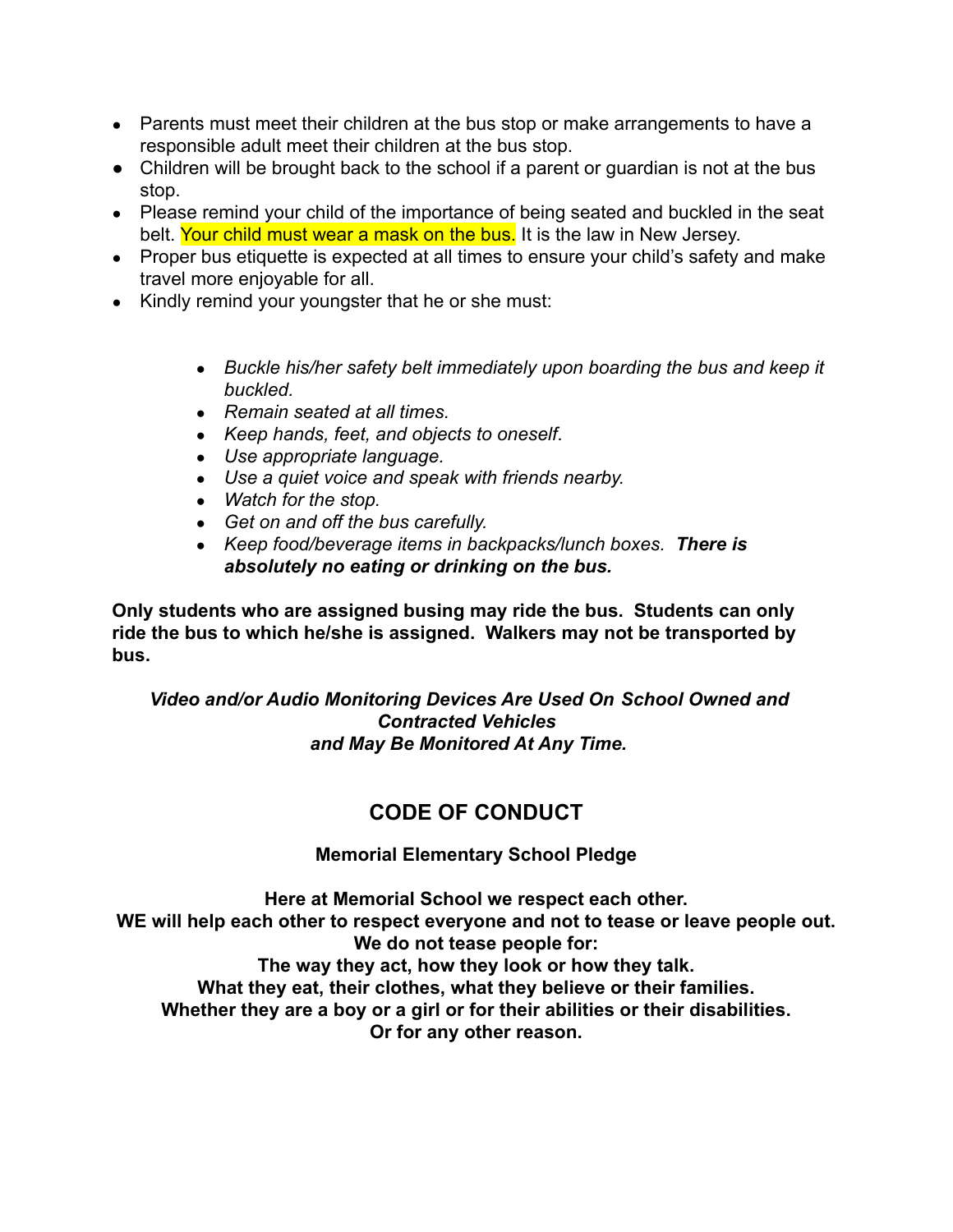- Parents must meet their children at the bus stop or make arrangements to have a responsible adult meet their children at the bus stop.
- Children will be brought back to the school if a parent or guardian is not at the bus stop.
- Please remind your child of the importance of being seated and buckled in the seat belt. Your child must wear a mask on the bus. It is the law in New Jersey.
- Proper bus etiquette is expected at all times to ensure your child's safety and make travel more enjoyable for all.
- Kindly remind your youngster that he or she must:

    - *Buckle his/her safety belt immediately upon boarding the bus and keep it buckled.*
    - *Remain seated at all times.*
    - *Keep hands, feet, and objects to oneself.*
    - *Use appropriate language.*
    - *Use a quiet voice and speak with friends nearby.*
    - *Watch for the stop.*
    - *Get on and off the bus carefully.*
    - *Keep food/beverage items in backpacks/lunch boxes.* ***There is absolutely no eating or drinking on the bus.***

**Only students who are assigned busing may ride the bus. Students can only ride the bus to which he/she is assigned. Walkers may not be transported by bus.**

***Video and/or Audio Monitoring Devices Are Used On School Owned and Contracted Vehicles and May Be Monitored At Any Time.***

## CODE OF CONDUCT

### Memorial Elementary School Pledge

**Here at Memorial School we respect each other.**
**WE will help each other to respect everyone and not to tease or leave people out.**
**We do not tease people for:**
**The way they act, how they look or how they talk.**
**What they eat, their clothes, what they believe or their families.**
**Whether they are a boy or a girl or for their abilities or their disabilities.**
**Or for any other reason.**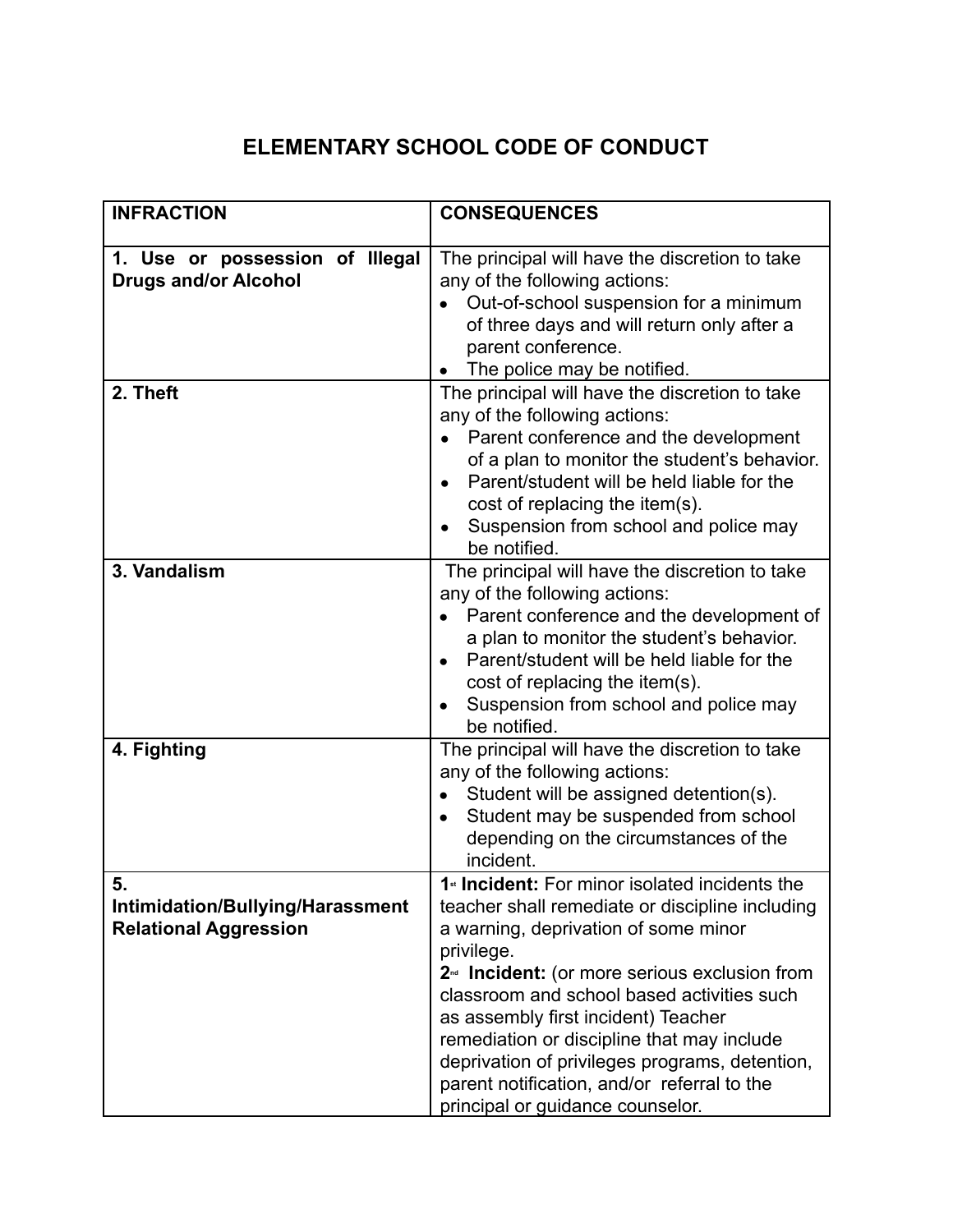# ELEMENTARY SCHOOL CODE OF CONDUCT

| INFRACTION | CONSEQUENCES |
|---|---|
| **1. Use or possession of Illegal Drugs and/or Alcohol** | The principal will have the discretion to take any of the following actions:<br>• Out-of-school suspension for a minimum of three days and will return only after a parent conference.<br>• The police may be notified. |
| **2. Theft** | The principal will have the discretion to take any of the following actions:<br>• Parent conference and the development of a plan to monitor the student's behavior.<br>• Parent/student will be held liable for the cost of replacing the item(s).<br>• Suspension from school and police may be notified. |
| **3. Vandalism** | The principal will have the discretion to take any of the following actions:<br>• Parent conference and the development of a plan to monitor the student's behavior.<br>• Parent/student will be held liable for the cost of replacing the item(s).<br>• Suspension from school and police may be notified. |
| **4. Fighting** | The principal will have the discretion to take any of the following actions:<br>• Student will be assigned detention(s).<br>• Student may be suspended from school depending on the circumstances of the incident. |
| **5. Intimidation/Bullying/Harassment Relational Aggression** | **1st Incident:** For minor isolated incidents the teacher shall remediate or discipline including a warning, deprivation of some minor privilege.<br>**2nd Incident:** (or more serious exclusion from classroom and school based activities such as assembly first incident) Teacher remediation or discipline that may include deprivation of privileges programs, detention, parent notification, and/or referral to the principal or guidance counselor. |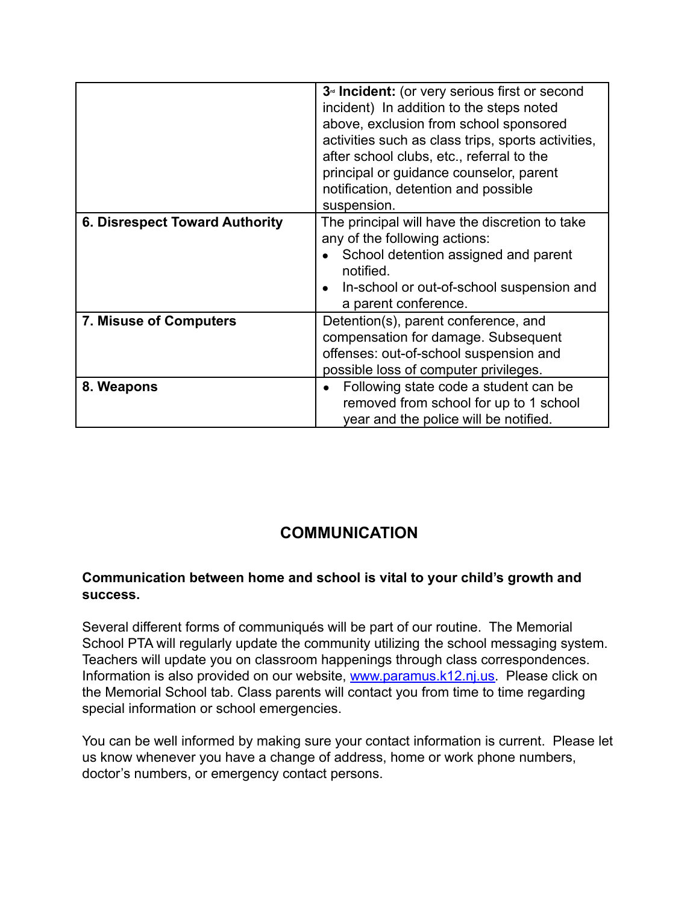| | |
|---|---|
| | **3rd Incident:** (or very serious first or second incident) In addition to the steps noted above, exclusion from school sponsored activities such as class trips, sports activities, after school clubs, etc., referral to the principal or guidance counselor, parent notification, detention and possible suspension. |
| **6. Disrespect Toward Authority** | The principal will have the discretion to take any of the following actions:<br>• School detention assigned and parent notified.<br>• In-school or out-of-school suspension and a parent conference. |
| **7. Misuse of Computers** | Detention(s), parent conference, and compensation for damage. Subsequent offenses: out-of-school suspension and possible loss of computer privileges. |
| **8. Weapons** | • Following state code a student can be removed from school for up to 1 school year and the police will be notified. |

## COMMUNICATION

**Communication between home and school is vital to your child's growth and success.**

Several different forms of communiqués will be part of our routine. The Memorial School PTA will regularly update the community utilizing the school messaging system. Teachers will update you on classroom happenings through class correspondences. Information is also provided on our website, [www.paramus.k12.nj.us](http://www.paramus.k12.nj.us). Please click on the Memorial School tab. Class parents will contact you from time to time regarding special information or school emergencies.

You can be well informed by making sure your contact information is current. Please let us know whenever you have a change of address, home or work phone numbers, doctor's numbers, or emergency contact persons.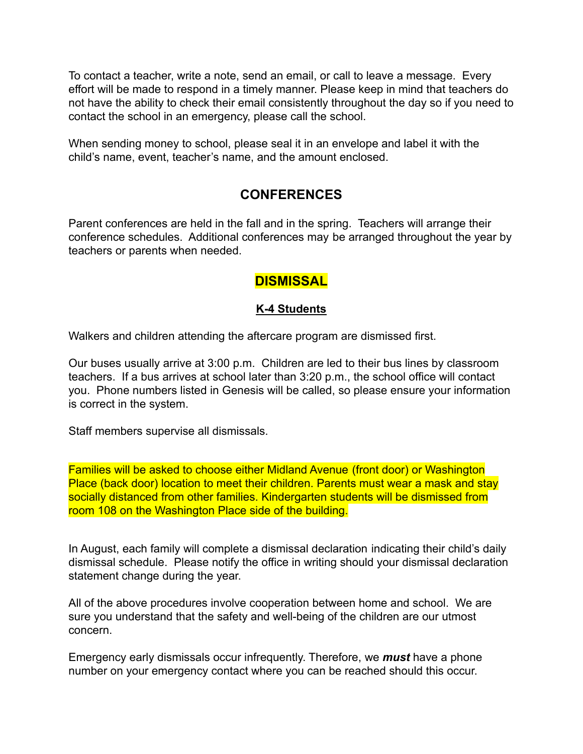To contact a teacher, write a note, send an email, or call to leave a message. Every effort will be made to respond in a timely manner. Please keep in mind that teachers do not have the ability to check their email consistently throughout the day so if you need to contact the school in an emergency, please call the school.

When sending money to school, please seal it in an envelope and label it with the child's name, event, teacher's name, and the amount enclosed.

## CONFERENCES

Parent conferences are held in the fall and in the spring. Teachers will arrange their conference schedules. Additional conferences may be arranged throughout the year by teachers or parents when needed.

## DISMISSAL

### K-4 Students

Walkers and children attending the aftercare program are dismissed first.

Our buses usually arrive at 3:00 p.m. Children are led to their bus lines by classroom teachers. If a bus arrives at school later than 3:20 p.m., the school office will contact you. Phone numbers listed in Genesis will be called, so please ensure your information is correct in the system.

Staff members supervise all dismissals.

Families will be asked to choose either Midland Avenue (front door) or Washington Place (back door) location to meet their children. Parents must wear a mask and stay socially distanced from other families. Kindergarten students will be dismissed from room 108 on the Washington Place side of the building.

In August, each family will complete a dismissal declaration indicating their child's daily dismissal schedule. Please notify the office in writing should your dismissal declaration statement change during the year.

All of the above procedures involve cooperation between home and school. We are sure you understand that the safety and well-being of the children are our utmost concern.

Emergency early dismissals occur infrequently. Therefore, we ***must*** have a phone number on your emergency contact where you can be reached should this occur.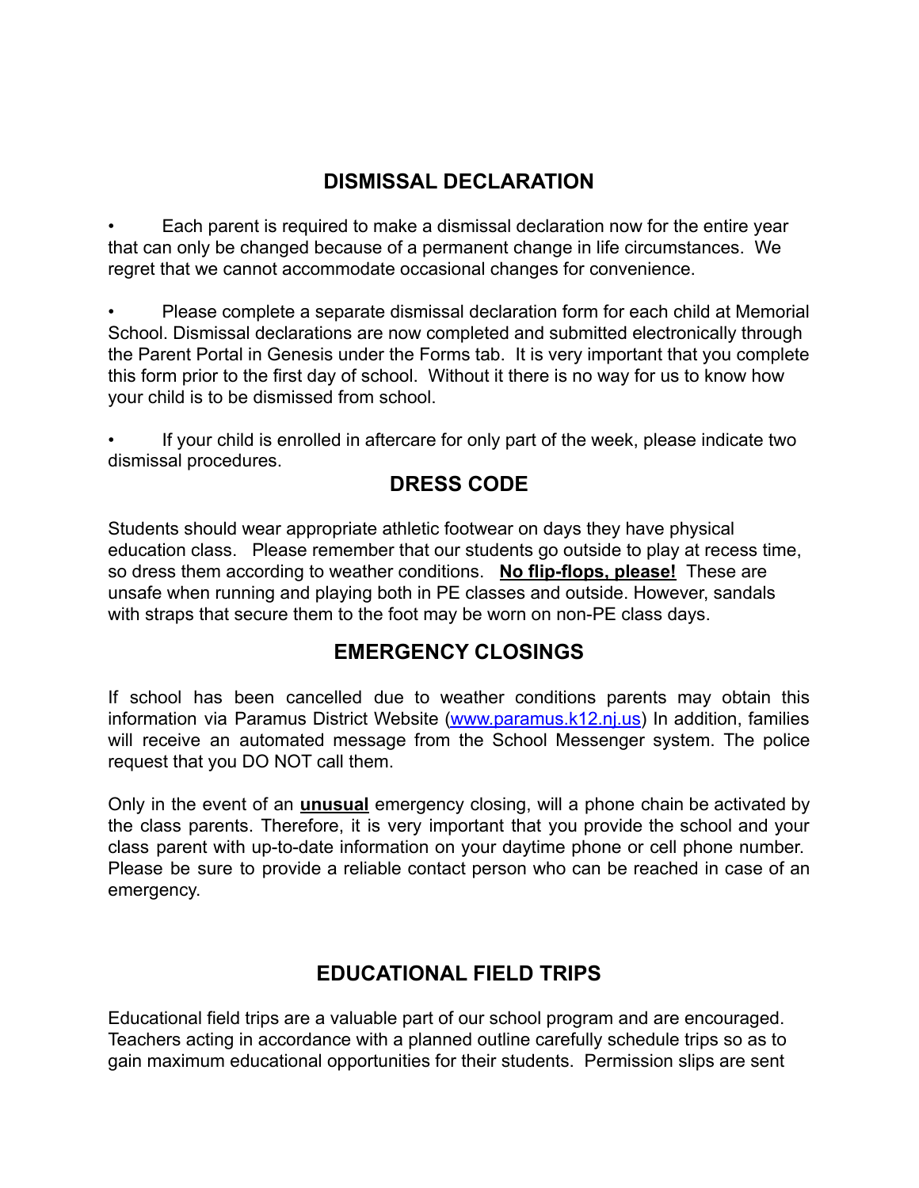## DISMISSAL DECLARATION

- Each parent is required to make a dismissal declaration now for the entire year that can only be changed because of a permanent change in life circumstances. We regret that we cannot accommodate occasional changes for convenience.

- Please complete a separate dismissal declaration form for each child at Memorial School. Dismissal declarations are now completed and submitted electronically through the Parent Portal in Genesis under the Forms tab. It is very important that you complete this form prior to the first day of school. Without it there is no way for us to know how your child is to be dismissed from school.

- If your child is enrolled in aftercare for only part of the week, please indicate two dismissal procedures.

## DRESS CODE

Students should wear appropriate athletic footwear on days they have physical education class. Please remember that our students go outside to play at recess time, so dress them according to weather conditions. **No flip-flops, please!** These are unsafe when running and playing both in PE classes and outside. However, sandals with straps that secure them to the foot may be worn on non-PE class days.

## EMERGENCY CLOSINGS

If school has been cancelled due to weather conditions parents may obtain this information via Paramus District Website ([www.paramus.k12.nj.us](http://www.paramus.k12.nj.us)) In addition, families will receive an automated message from the School Messenger system. The police request that you DO NOT call them.

Only in the event of an **unusual** emergency closing, will a phone chain be activated by the class parents. Therefore, it is very important that you provide the school and your class parent with up-to-date information on your daytime phone or cell phone number. Please be sure to provide a reliable contact person who can be reached in case of an emergency.

## EDUCATIONAL FIELD TRIPS

Educational field trips are a valuable part of our school program and are encouraged. Teachers acting in accordance with a planned outline carefully schedule trips so as to gain maximum educational opportunities for their students. Permission slips are sent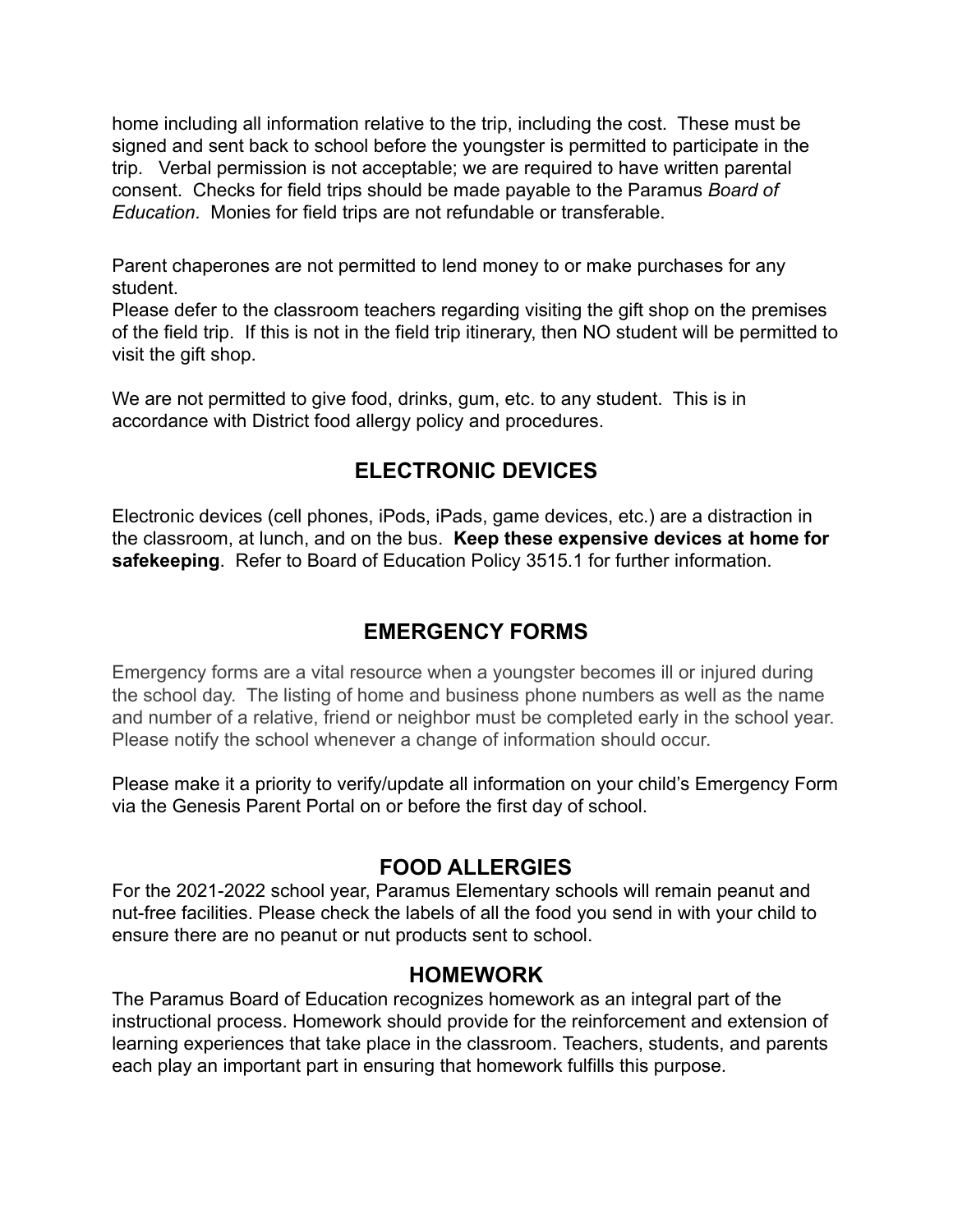home including all information relative to the trip, including the cost. These must be signed and sent back to school before the youngster is permitted to participate in the trip. Verbal permission is not acceptable; we are required to have written parental consent. Checks for field trips should be made payable to the Paramus *Board of Education*. Monies for field trips are not refundable or transferable.

Parent chaperones are not permitted to lend money to or make purchases for any student.
Please defer to the classroom teachers regarding visiting the gift shop on the premises of the field trip. If this is not in the field trip itinerary, then NO student will be permitted to visit the gift shop.

We are not permitted to give food, drinks, gum, etc. to any student. This is in accordance with District food allergy policy and procedures.

## ELECTRONIC DEVICES

Electronic devices (cell phones, iPods, iPads, game devices, etc.) are a distraction in the classroom, at lunch, and on the bus. **Keep these expensive devices at home for safekeeping**. Refer to Board of Education Policy 3515.1 for further information.

## EMERGENCY FORMS

Emergency forms are a vital resource when a youngster becomes ill or injured during the school day. The listing of home and business phone numbers as well as the name and number of a relative, friend or neighbor must be completed early in the school year. Please notify the school whenever a change of information should occur.

Please make it a priority to verify/update all information on your child's Emergency Form via the Genesis Parent Portal on or before the first day of school.

## FOOD ALLERGIES

For the 2021-2022 school year, Paramus Elementary schools will remain peanut and nut-free facilities. Please check the labels of all the food you send in with your child to ensure there are no peanut or nut products sent to school.

## HOMEWORK

The Paramus Board of Education recognizes homework as an integral part of the instructional process. Homework should provide for the reinforcement and extension of learning experiences that take place in the classroom. Teachers, students, and parents each play an important part in ensuring that homework fulfills this purpose.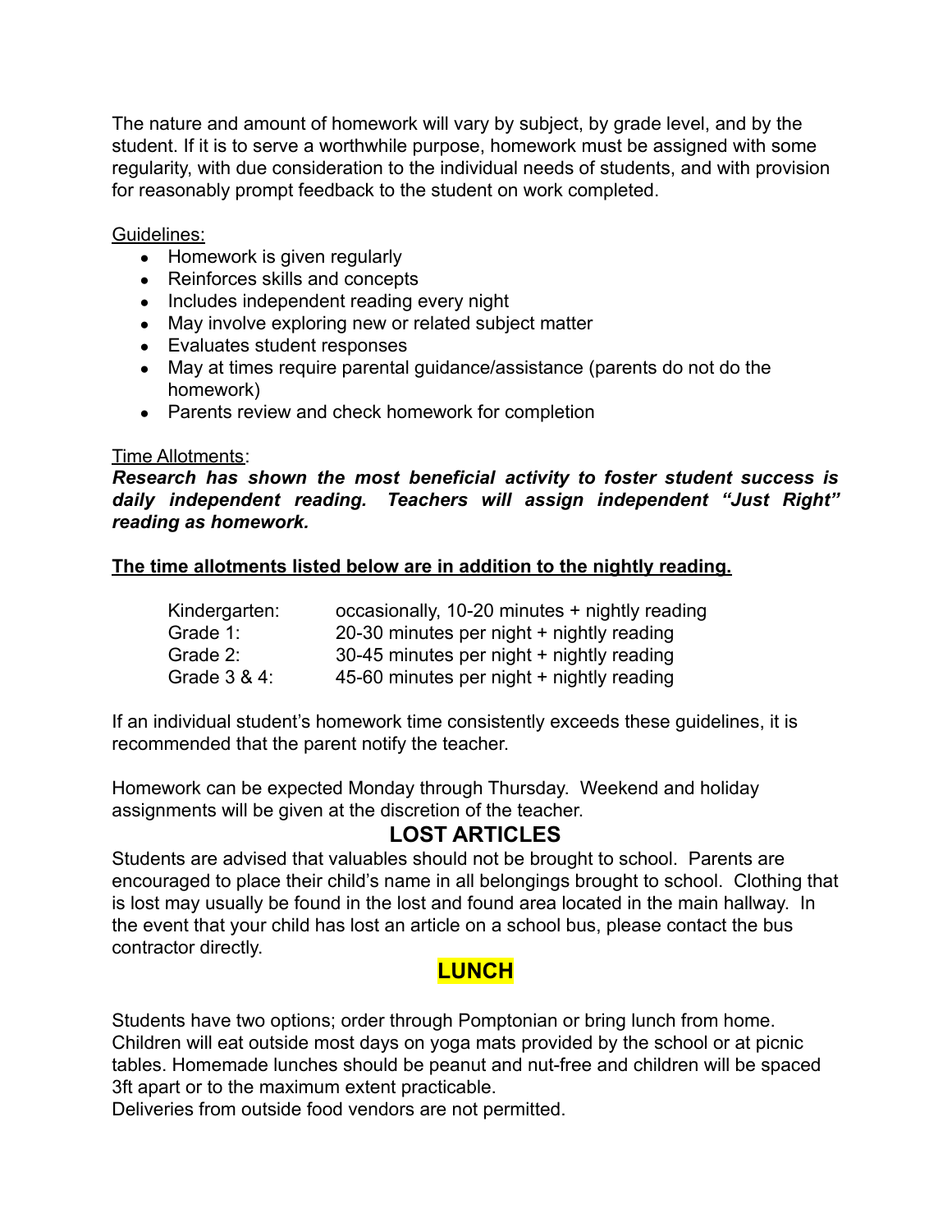The nature and amount of homework will vary by subject, by grade level, and by the student. If it is to serve a worthwhile purpose, homework must be assigned with some regularity, with due consideration to the individual needs of students, and with provision for reasonably prompt feedback to the student on work completed.

Guidelines:

- Homework is given regularly
- Reinforces skills and concepts
- Includes independent reading every night
- May involve exploring new or related subject matter
- Evaluates student responses
- May at times require parental guidance/assistance (parents do not do the homework)
- Parents review and check homework for completion

Time Allotments:

***Research has shown the most beneficial activity to foster student success is daily independent reading. Teachers will assign independent "Just Right" reading as homework.***

**The time allotments listed below are in addition to the nightly reading.**

| | |
|---|---|
| Kindergarten: | occasionally, 10-20 minutes + nightly reading |
| Grade 1: | 20-30 minutes per night + nightly reading |
| Grade 2: | 30-45 minutes per night + nightly reading |
| Grade 3 & 4: | 45-60 minutes per night + nightly reading |

If an individual student's homework time consistently exceeds these guidelines, it is recommended that the parent notify the teacher.

Homework can be expected Monday through Thursday. Weekend and holiday assignments will be given at the discretion of the teacher.

## LOST ARTICLES

Students are advised that valuables should not be brought to school. Parents are encouraged to place their child's name in all belongings brought to school. Clothing that is lost may usually be found in the lost and found area located in the main hallway. In the event that your child has lost an article on a school bus, please contact the bus contractor directly.

## LUNCH

Students have two options; order through Pomptonian or bring lunch from home. Children will eat outside most days on yoga mats provided by the school or at picnic tables. Homemade lunches should be peanut and nut-free and children will be spaced 3ft apart or to the maximum extent practicable.

Deliveries from outside food vendors are not permitted.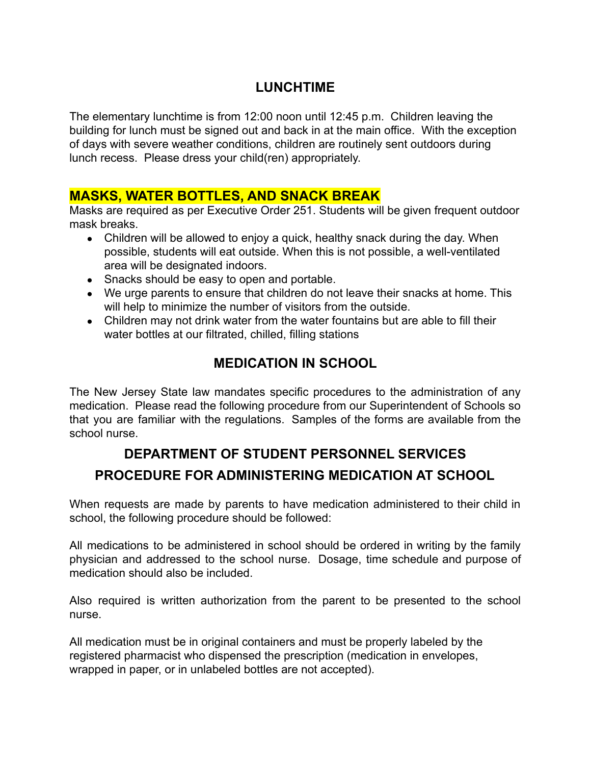## LUNCHTIME

The elementary lunchtime is from 12:00 noon until 12:45 p.m. Children leaving the building for lunch must be signed out and back in at the main office. With the exception of days with severe weather conditions, children are routinely sent outdoors during lunch recess. Please dress your child(ren) appropriately.

### MASKS, WATER BOTTLES, AND SNACK BREAK

Masks are required as per Executive Order 251. Students will be given frequent outdoor mask breaks.

- Children will be allowed to enjoy a quick, healthy snack during the day. When possible, students will eat outside. When this is not possible, a well-ventilated area will be designated indoors.
- Snacks should be easy to open and portable.
- We urge parents to ensure that children do not leave their snacks at home. This will help to minimize the number of visitors from the outside.
- Children may not drink water from the water fountains but are able to fill their water bottles at our filtrated, chilled, filling stations

## MEDICATION IN SCHOOL

The New Jersey State law mandates specific procedures to the administration of any medication. Please read the following procedure from our Superintendent of Schools so that you are familiar with the regulations. Samples of the forms are available from the school nurse.

## DEPARTMENT OF STUDENT PERSONNEL SERVICES

## PROCEDURE FOR ADMINISTERING MEDICATION AT SCHOOL

When requests are made by parents to have medication administered to their child in school, the following procedure should be followed:

All medications to be administered in school should be ordered in writing by the family physician and addressed to the school nurse. Dosage, time schedule and purpose of medication should also be included.

Also required is written authorization from the parent to be presented to the school nurse.

All medication must be in original containers and must be properly labeled by the registered pharmacist who dispensed the prescription (medication in envelopes, wrapped in paper, or in unlabeled bottles are not accepted).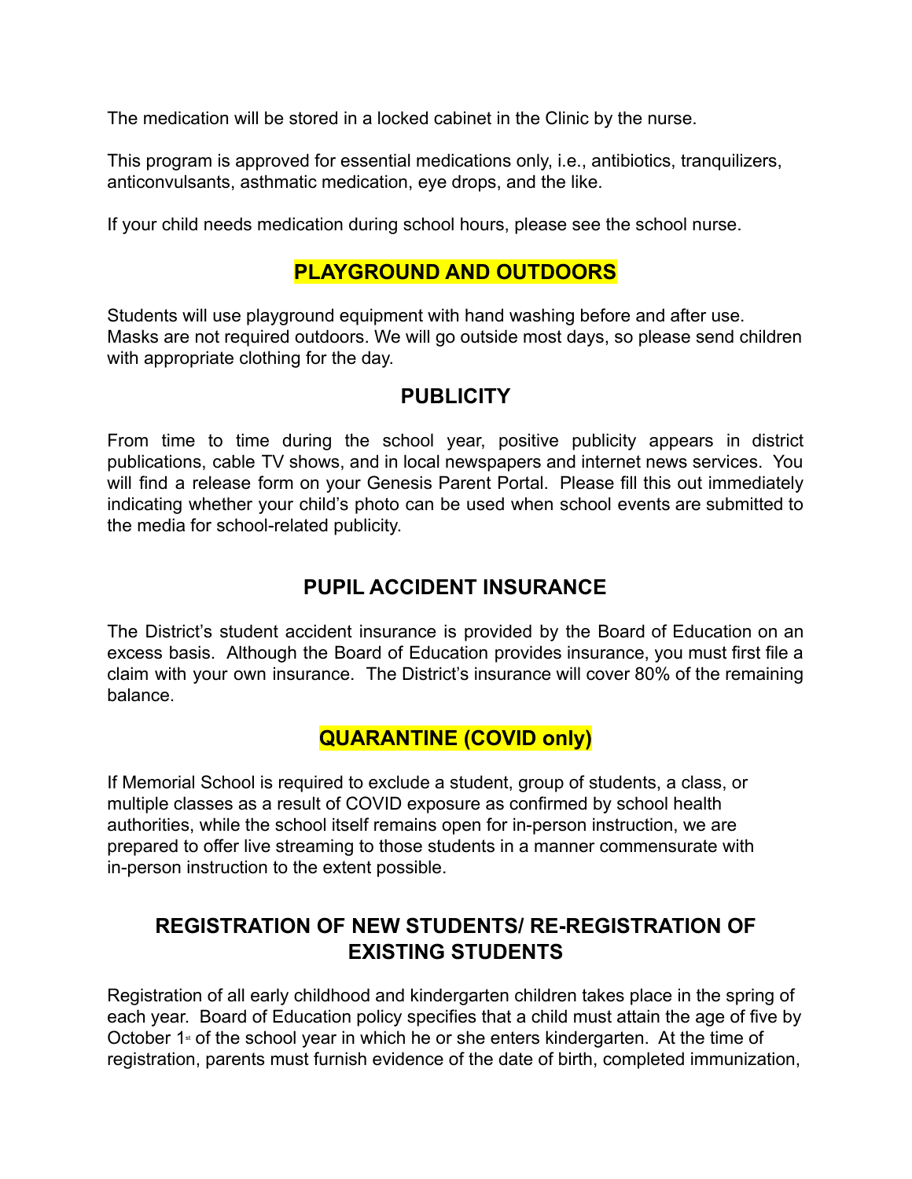The medication will be stored in a locked cabinet in the Clinic by the nurse.

This program is approved for essential medications only, i.e., antibiotics, tranquilizers, anticonvulsants, asthmatic medication, eye drops, and the like.

If your child needs medication during school hours, please see the school nurse.

## PLAYGROUND AND OUTDOORS

Students will use playground equipment with hand washing before and after use. Masks are not required outdoors. We will go outside most days, so please send children with appropriate clothing for the day.

## PUBLICITY

From time to time during the school year, positive publicity appears in district publications, cable TV shows, and in local newspapers and internet news services. You will find a release form on your Genesis Parent Portal. Please fill this out immediately indicating whether your child's photo can be used when school events are submitted to the media for school-related publicity.

## PUPIL ACCIDENT INSURANCE

The District's student accident insurance is provided by the Board of Education on an excess basis. Although the Board of Education provides insurance, you must first file a claim with your own insurance. The District's insurance will cover 80% of the remaining balance.

## QUARANTINE (COVID only)

If Memorial School is required to exclude a student, group of students, a class, or multiple classes as a result of COVID exposure as confirmed by school health authorities, while the school itself remains open for in-person instruction, we are prepared to offer live streaming to those students in a manner commensurate with in-person instruction to the extent possible.

## REGISTRATION OF NEW STUDENTS/ RE-REGISTRATION OF EXISTING STUDENTS

Registration of all early childhood and kindergarten children takes place in the spring of each year. Board of Education policy specifies that a child must attain the age of five by October 1st of the school year in which he or she enters kindergarten. At the time of registration, parents must furnish evidence of the date of birth, completed immunization,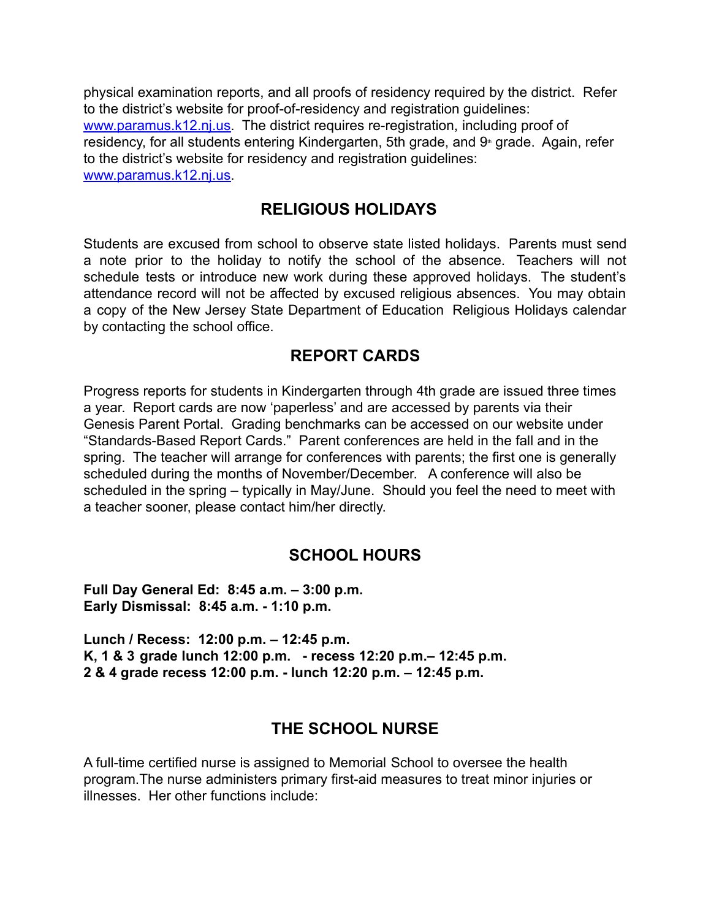physical examination reports, and all proofs of residency required by the district. Refer to the district's website for proof-of-residency and registration guidelines: [www.paramus.k12.nj.us](http://www.paramus.k12.nj.us). The district requires re-registration, including proof of residency, for all students entering Kindergarten, 5th grade, and 9th grade. Again, refer to the district's website for residency and registration guidelines: [www.paramus.k12.nj.us](http://www.paramus.k12.nj.us).

## RELIGIOUS HOLIDAYS

Students are excused from school to observe state listed holidays. Parents must send a note prior to the holiday to notify the school of the absence. Teachers will not schedule tests or introduce new work during these approved holidays. The student's attendance record will not be affected by excused religious absences. You may obtain a copy of the New Jersey State Department of Education Religious Holidays calendar by contacting the school office.

## REPORT CARDS

Progress reports for students in Kindergarten through 4th grade are issued three times a year. Report cards are now 'paperless' and are accessed by parents via their Genesis Parent Portal. Grading benchmarks can be accessed on our website under "Standards-Based Report Cards." Parent conferences are held in the fall and in the spring. The teacher will arrange for conferences with parents; the first one is generally scheduled during the months of November/December. A conference will also be scheduled in the spring – typically in May/June. Should you feel the need to meet with a teacher sooner, please contact him/her directly.

## SCHOOL HOURS

**Full Day General Ed: 8:45 a.m. – 3:00 p.m.**
**Early Dismissal: 8:45 a.m. - 1:10 p.m.**

**Lunch / Recess: 12:00 p.m. – 12:45 p.m.**
**K, 1 & 3 grade lunch 12:00 p.m. - recess 12:20 p.m.– 12:45 p.m.**
**2 & 4 grade recess 12:00 p.m. - lunch 12:20 p.m. – 12:45 p.m.**

## THE SCHOOL NURSE

A full-time certified nurse is assigned to Memorial School to oversee the health program.The nurse administers primary first-aid measures to treat minor injuries or illnesses. Her other functions include: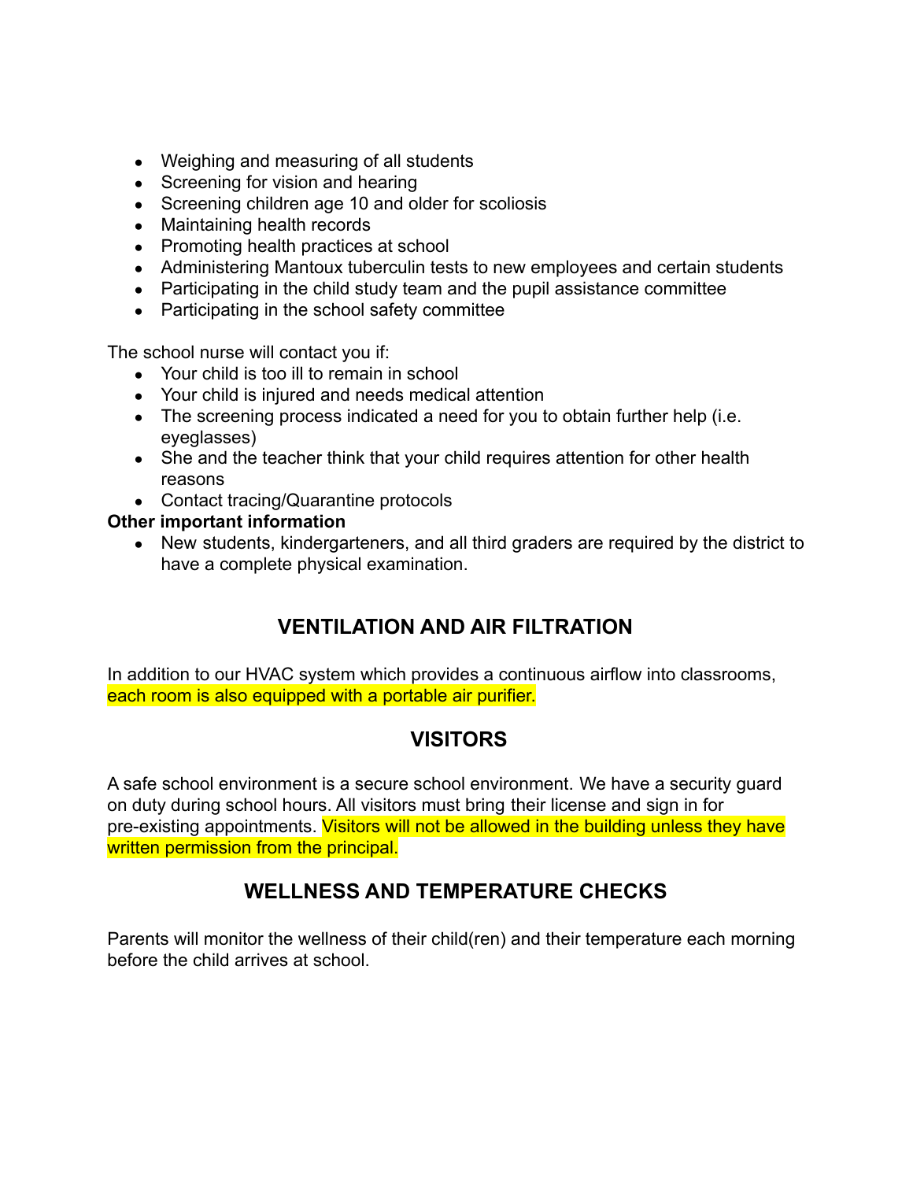- Weighing and measuring of all students
- Screening for vision and hearing
- Screening children age 10 and older for scoliosis
- Maintaining health records
- Promoting health practices at school
- Administering Mantoux tuberculin tests to new employees and certain students
- Participating in the child study team and the pupil assistance committee
- Participating in the school safety committee

The school nurse will contact you if:

- Your child is too ill to remain in school
- Your child is injured and needs medical attention
- The screening process indicated a need for you to obtain further help (i.e. eyeglasses)
- She and the teacher think that your child requires attention for other health reasons
- Contact tracing/Quarantine protocols

**Other important information**

- New students, kindergarteners, and all third graders are required by the district to have a complete physical examination.

## VENTILATION AND AIR FILTRATION

In addition to our HVAC system which provides a continuous airflow into classrooms, each room is also equipped with a portable air purifier.

## VISITORS

A safe school environment is a secure school environment. We have a security guard on duty during school hours. All visitors must bring their license and sign in for pre-existing appointments. Visitors will not be allowed in the building unless they have written permission from the principal.

## WELLNESS AND TEMPERATURE CHECKS

Parents will monitor the wellness of their child(ren) and their temperature each morning before the child arrives at school.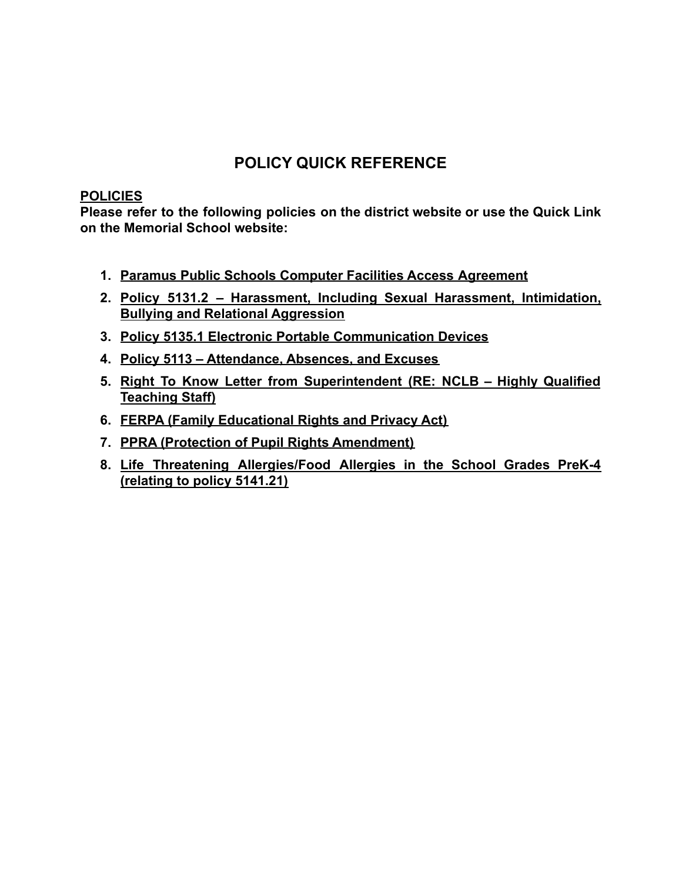# POLICY QUICK REFERENCE

**POLICIES**

**Please refer to the following policies on the district website or use the Quick Link on the Memorial School website:**

1. **Paramus Public Schools Computer Facilities Access Agreement**
2. **Policy 5131.2 – Harassment, Including Sexual Harassment, Intimidation, Bullying and Relational Aggression**
3. **Policy 5135.1 Electronic Portable Communication Devices**
4. **Policy 5113 – Attendance, Absences, and Excuses**
5. **Right To Know Letter from Superintendent (RE: NCLB – Highly Qualified Teaching Staff)**
6. **FERPA (Family Educational Rights and Privacy Act)**
7. **PPRA (Protection of Pupil Rights Amendment)**
8. **Life Threatening Allergies/Food Allergies in the School Grades PreK-4 (relating to policy 5141.21)**